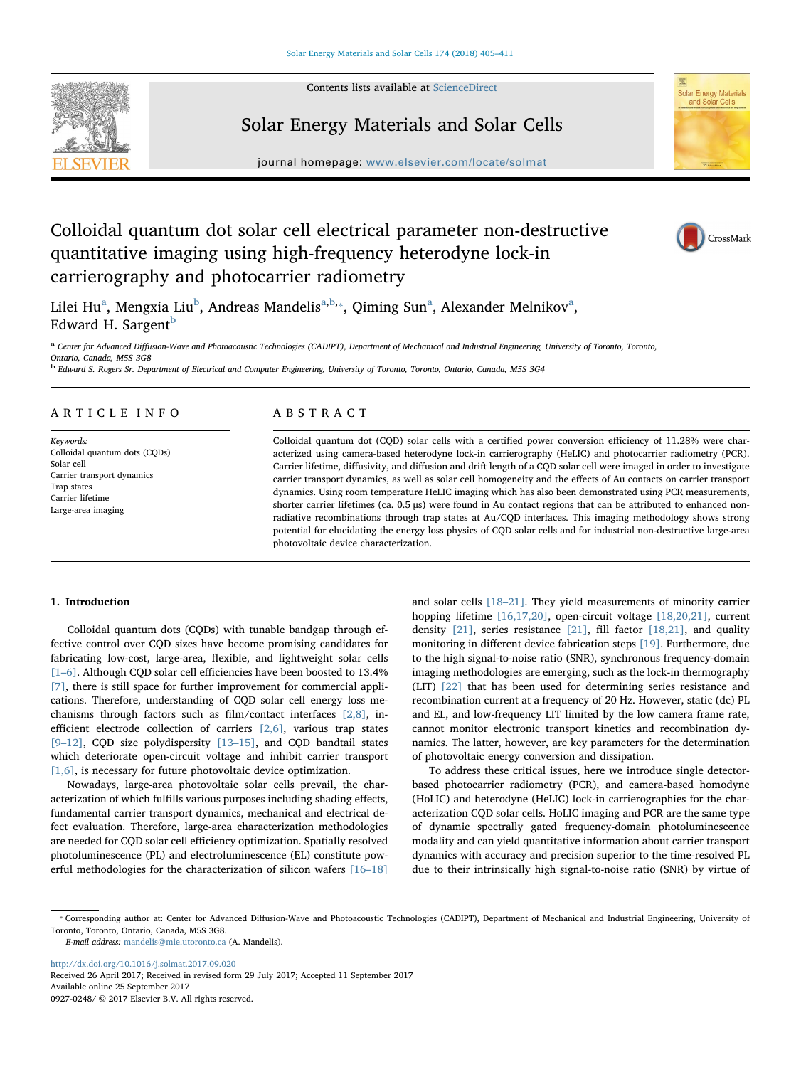# Colloidal quantum dot solar cell electrical parameter non-destructive quantitative imaging using high-frequency heterodyne lock-in carrierography and photocarrier radiometry

Lilei Hu[a], Mengxia Liu[b], Andreas Mandelis[a,b,*], Qiming Sun[a], Alexander Melnikov[a], Edward H. Sargent[b]

[a] Center for Advanced Diffusion-Wave and Photoacoustic Technologies (CADIPT), Department of Mechanical and Industrial Engineering, University of Toronto, Toronto, Ontario, Canada, M5S 3G8

[b] Edward S. Rogers Sr. Department of Electrical and Computer Engineering, University of Toronto, Toronto, Ontario, Canada, M5S 3G4

## ARTICLE INFO

*Keywords:*
Colloidal quantum dots (CQDs)
Solar cell
Carrier transport dynamics
Trap states
Carrier lifetime
Large-area imaging

## ABSTRACT

Colloidal quantum dot (CQD) solar cells with a certified power conversion efficiency of 11.28% were characterized using camera-based heterodyne lock-in carrierography (HeLIC) and photocarrier radiometry (PCR). Carrier lifetime, diffusivity, and diffusion and drift length of a CQD solar cell were imaged in order to investigate carrier transport dynamics, as well as solar cell homogeneity and the effects of Au contacts on carrier transport dynamics. Using room temperature HeLIC imaging which has also been demonstrated using PCR measurements, shorter carrier lifetimes (ca. 0.5 μs) were found in Au contact regions that can be attributed to enhanced non-radiative recombinations through trap states at Au/CQD interfaces. This imaging methodology shows strong potential for elucidating the energy loss physics of CQD solar cells and for industrial non-destructive large-area photovoltaic device characterization.

## 1. Introduction

Colloidal quantum dots (CQDs) with tunable bandgap through effective control over CQD sizes have become promising candidates for fabricating low-cost, large-area, flexible, and lightweight solar cells [1–6]. Although CQD solar cell efficiencies have been boosted to 13.4% [7], there is still space for further improvement for commercial applications. Therefore, understanding of CQD solar cell energy loss mechanisms through factors such as film/contact interfaces [2,8], inefficient electrode collection of carriers [2,6], various trap states [9–12], CQD size polydispersity [13–15], and CQD bandtail states which deteriorate open-circuit voltage and inhibit carrier transport [1,6], is necessary for future photovoltaic device optimization.

Nowadays, large-area photovoltaic solar cells prevail, the characterization of which fulfills various purposes including shading effects, fundamental carrier transport dynamics, mechanical and electrical defect evaluation. Therefore, large-area characterization methodologies are needed for CQD solar cell efficiency optimization. Spatially resolved photoluminescence (PL) and electroluminescence (EL) constitute powerful methodologies for the characterization of silicon wafers [16–18] and solar cells [18–21]. They yield measurements of minority carrier hopping lifetime [16,17,20], open-circuit voltage [18,20,21], current density [21], series resistance [21], fill factor [18,21], and quality monitoring in different device fabrication steps [19]. Furthermore, due to the high signal-to-noise ratio (SNR), synchronous frequency-domain imaging methodologies are emerging, such as the lock-in thermography (LIT) [22] that has been used for determining series resistance and recombination current at a frequency of 20 Hz. However, static (dc) PL and EL, and low-frequency LIT limited by the low camera frame rate, cannot monitor electronic transport kinetics and recombination dynamics. The latter, however, are key parameters for the determination of photovoltaic energy conversion and dissipation.

To address these critical issues, here we introduce single detector-based photocarrier radiometry (PCR), and camera-based homodyne (HoLIC) and heterodyne (HeLIC) lock-in carrierographies for the characterization CQD solar cells. HoLIC imaging and PCR are the same type of dynamic spectrally gated frequency-domain photoluminescence modality and can yield quantitative information about carrier transport dynamics with accuracy and precision superior to the time-resolved PL due to their intrinsically high signal-to-noise ratio (SNR) by virtue of

* Corresponding author at: Center for Advanced Diffusion-Wave and Photoacoustic Technologies (CADIPT), Department of Mechanical and Industrial Engineering, University of Toronto, Toronto, Ontario, Canada, M5S 3G8.
*E-mail address:* mandelis@mie.utoronto.ca (A. Mandelis).

http://dx.doi.org/10.1016/j.solmat.2017.09.020
Received 26 April 2017; Received in revised form 29 July 2017; Accepted 11 September 2017
Available online 25 September 2017
0927-0248/ © 2017 Elsevier B.V. All rights reserved.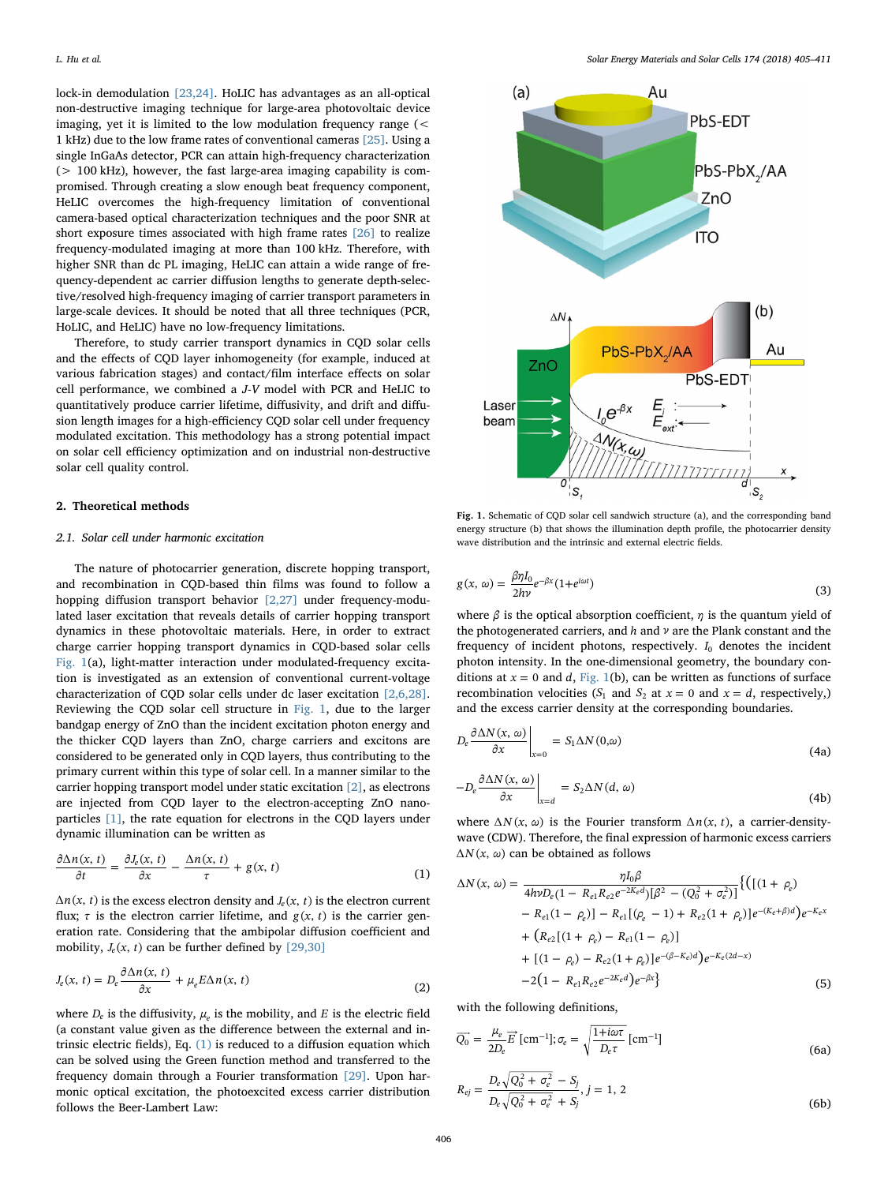lock-in demodulation [23,24]. HoLIC has advantages as an all-optical non-destructive imaging technique for large-area photovoltaic device imaging, yet it is limited to the low modulation frequency range (< 1 kHz) due to the low frame rates of conventional cameras [25]. Using a single InGaAs detector, PCR can attain high-frequency characterization (> 100 kHz), however, the fast large-area imaging capability is compromised. Through creating a slow enough beat frequency component, HeLIC overcomes the high-frequency limitation of conventional camera-based optical characterization techniques and the poor SNR at short exposure times associated with high frame rates [26] to realize frequency-modulated imaging at more than 100 kHz. Therefore, with higher SNR than dc PL imaging, HeLIC can attain a wide range of frequency-dependent ac carrier diffusion lengths to generate depth-selective/resolved high-frequency imaging of carrier transport parameters in large-scale devices. It should be noted that all three techniques (PCR, HoLIC, and HeLIC) have no low-frequency limitations.

Therefore, to study carrier transport dynamics in CQD solar cells and the effects of CQD layer inhomogeneity (for example, induced at various fabrication stages) and contact/film interface effects on solar cell performance, we combined a J-V model with PCR and HeLIC to quantitatively produce carrier lifetime, diffusivity, and drift and diffusion length images for a high-efficiency CQD solar cell under frequency modulated excitation. This methodology has a strong potential impact on solar cell efficiency optimization and on industrial non-destructive solar cell quality control.

## 2. Theoretical methods

### 2.1. Solar cell under harmonic excitation

The nature of photocarrier generation, discrete hopping transport, and recombination in CQD-based thin films was found to follow a hopping diffusion transport behavior [2,27] under frequency-modulated laser excitation that reveals details of carrier hopping transport dynamics in these photovoltaic materials. Here, in order to extract charge carrier hopping transport dynamics in CQD-based solar cells Fig. 1(a), light-matter interaction under modulated-frequency excitation is investigated as an extension of conventional current-voltage characterization of CQD solar cells under dc laser excitation [2,6,28]. Reviewing the CQD solar cell structure in Fig. 1, due to the larger bandgap energy of ZnO than the incident excitation photon energy and the thicker CQD layers than ZnO, charge carriers and excitons are considered to be generated only in CQD layers, thus contributing to the primary current within this type of solar cell. In a manner similar to the carrier hopping transport model under static excitation [2], as electrons are injected from CQD layer to the electron-accepting ZnO nanoparticles [1], the rate equation for electrons in the CQD layers under dynamic illumination can be written as

$$\frac{\partial \Delta n(x,t)}{\partial t} = \frac{\partial J_e(x,t)}{\partial x} - \frac{\Delta n(x,t)}{\tau} + g(x,t) \tag{1}$$

$\Delta n(x,t)$ is the excess electron density and $J_e(x,t)$ is the electron current flux; $\tau$ is the electron carrier lifetime, and $g(x,t)$ is the carrier generation rate. Considering that the ambipolar diffusion coefficient and mobility, $J_e(x,t)$ can be further defined by [29,30]

$$J_e(x,t) = D_e\frac{\partial \Delta n(x,t)}{\partial x} + \mu_e E \Delta n(x,t) \tag{2}$$

where $D_e$ is the diffusivity, $\mu_e$ is the mobility, and $E$ is the electric field (a constant value given as the difference between the external and intrinsic electric fields), Eq. (1) is reduced to a diffusion equation which can be solved using the Green function method and transferred to the frequency domain through a Fourier transformation [29]. Upon harmonic optical excitation, the photoexcited excess carrier distribution follows the Beer-Lambert Law:

Fig. 1. Schematic of CQD solar cell sandwich structure (a), and the corresponding band energy structure (b) that shows the illumination depth profile, the photocarrier density wave distribution and the intrinsic and external electric fields.

$$g(x,\omega) = \frac{\beta\eta I_0}{2h\nu}e^{-\beta x}(1+e^{i\omega t}) \tag{3}$$

where $\beta$ is the optical absorption coefficient, $\eta$ is the quantum yield of the photogenerated carriers, and $h$ and $\nu$ are the Plank constant and the frequency of incident photons, respectively. $I_0$ denotes the incident photon intensity. In the one-dimensional geometry, the boundary conditions at $x = 0$ and $d$, Fig. 1(b), can be written as functions of surface recombination velocities ($S_1$ and $S_2$ at $x = 0$ and $x = d$, respectively,) and the excess carrier density at the corresponding boundaries.

$$D_e\frac{\partial \Delta N(x,\omega)}{\partial x}\bigg|_{x=0} = S_1\Delta N(0,\omega) \tag{4a}$$

$$-D_e\frac{\partial \Delta N(x,\omega)}{\partial x}\bigg|_{x=d} = S_2\Delta N(d,\omega) \tag{4b}$$

where $\Delta N(x,\omega)$ is the Fourier transform $\Delta n(x,t)$, a carrier-density-wave (CDW). Therefore, the final expression of harmonic excess carriers $\Delta N(x,\omega)$ can be obtained as follows

$$\begin{aligned}\Delta N(x,\omega) = \frac{\eta I_0 \beta}{4h\nu D_e(1-R_{e1}R_{e2}e^{-2K_e d})[\beta^2-(Q_0^2+\sigma_e^2)]}\Big\{&\Big([(1+\rho_e) \\ &- R_{e1}(1-\rho_e)] - R_{e1}[(\rho_e-1)+R_{e2}(1+\rho_e)]e^{-(K_e+\beta)d}\Big)e^{-K_e x} \\ &+ \Big(R_{e2}[(1+\rho_e)-R_{e1}(1-\rho_e)] \\ &+ [(1-\rho_e)-R_{e2}(1+\rho_e)]e^{-(\beta-K_e)d}\Big)e^{-K_e(2d-x)} \\ &-2\big(1-R_{e1}R_{e2}e^{-2K_e d}\big)e^{-\beta x}\Big\}\end{aligned} \tag{5}$$

with the following definitions,

$$\overrightarrow{Q_0} = \frac{\mu_e}{2D_e}\vec{E}\ [\text{cm}^{-1}];\ \sigma_e = \sqrt{\frac{1+i\omega\tau}{D_e\tau}}\ [\text{cm}^{-1}] \tag{6a}$$

$$R_{ej} = \frac{D_e\sqrt{Q_0^2+\sigma_e^2}-S_j}{D_e\sqrt{Q_0^2+\sigma_e^2}+S_j}, j = 1, 2 \tag{6b}$$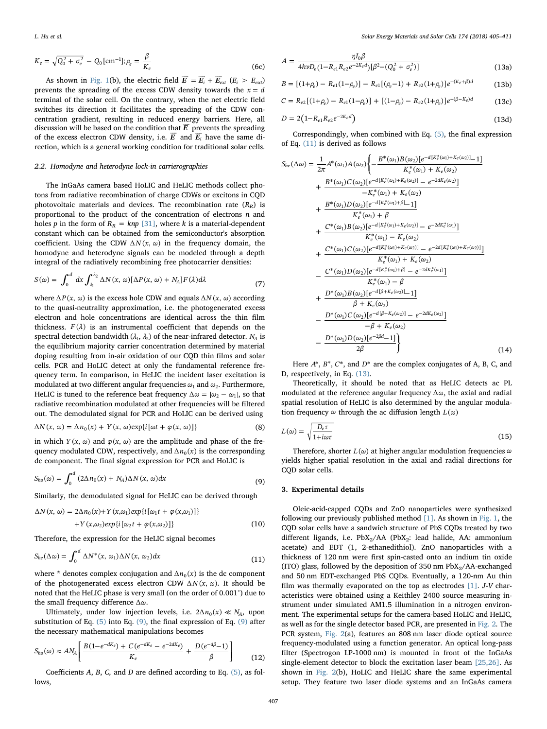$$K_e = \sqrt{Q_0^2 + \sigma_e^2} - Q_0\,[\mathrm{cm}^{-1}];\rho_e = \frac{\beta}{K_e} \tag{6c}$$

As shown in Fig. 1(b), the electric field $\vec{E} = \vec{E}_i + \vec{E}_{ext}$ ($E_i > E_{ext}$) prevents the spreading of the excess CDW density towards the $x = d$ terminal of the solar cell. On the contrary, when the net electric field switches its direction it facilitates the spreading of the CDW concentration gradient, resulting in reduced energy barriers. Here, all discussion will be based on the condition that $\vec{E}$ prevents the spreading of the excess electron CDW density, i.e. $\vec{E}$ and $\vec{E}_i$ have the same direction, which is a general working condition for traditional solar cells.

### 2.2. Homodyne and heterodyne lock-in carrierographies

The InGaAs camera based HoLIC and HeLIC methods collect photons from radiative recombination of charge CDWs or excitons in CQD photovoltaic materials and devices. The recombination rate ($R_R$) is proportional to the product of the concentration of electrons $n$ and holes $p$ in the form of $R_R = knp$ [31], where $k$ is a material-dependent constant which can be obtained from the semiconductor's absorption coefficient. Using the CDW $\Delta N(x, \omega)$ in the frequency domain, the homodyne and heterodyne signals can be modeled through a depth integral of the radiatively recombining free photocarrier densities:

$$S(\omega) = \int_0^d dx \int_{\lambda_1}^{\lambda_2} \Delta N(x, \omega)[\Delta P(x, \omega) + N_A]F(\lambda)d\lambda \tag{7}$$

where $\Delta P(x, \omega)$ is the excess hole CDW and equals $\Delta N(x, \omega)$ according to the quasi-neutrality approximation, i.e. the photogenerated excess electron and hole concentrations are identical across the thin film thickness. $F(\lambda)$ is an instrumental coefficient that depends on the spectral detection bandwidth ($\lambda_1$, $\lambda_2$) of the near-infrared detector. $N_A$ is the equilibrium majority carrier concentration determined by material doping resulting from in-air oxidation of our CQD thin films and solar cells. PCR and HoLIC detect at only the fundamental reference frequency term. In comparison, in HeLIC the incident laser excitation is modulated at two different angular frequencies $\omega_1$ and $\omega_2$. Furthermore, HeLIC is tuned to the reference beat frequency $\Delta\omega = |\omega_2 - \omega_1|$, so that radiative recombination modulated at other frequencies will be filtered out. The demodulated signal for PCR and HoLIC can be derived using

$$\Delta N(x, \omega) = \Delta n_0(x) + Y(x, \omega)\exp\{i[\omega t + \varphi(x, \omega)]\} \tag{8}$$

in which $Y(x, \omega)$ and $\varphi(x, \omega)$ are the amplitude and phase of the frequency modulated CDW, respectively, and $\Delta n_0(x)$ is the corresponding dc component. The final signal expression for PCR and HoLIC is

$$S_{ho}(\omega) = \int_0^d (2\Delta n_0(x) + N_A)\Delta N(x, \omega)dx \tag{9}$$

Similarly, the demodulated signal for HeLIC can be derived through

$$\begin{aligned}\Delta N(x, \omega) = {} & 2\Delta n_0(x) + Y(x,\omega_1)exp\{i[\omega_1 t + \varphi(x,\omega_1)]\} \\ & + Y(x,\omega_2)exp\{i[\omega_2 t + \varphi(x,\omega_2)]\}\end{aligned} \tag{10}$$

Therefore, the expression for the HeLIC signal becomes

$$S_{he}(\Delta\omega) = \int_0^d \Delta N^*(x, \omega_1)\Delta N(x, \omega_2)dx \tag{11}$$

where * denotes complex conjugation and $\Delta n_0(x)$ is the dc component of the photogenerated excess electron CDW $\Delta N(x, \omega)$. It should be noted that the HeLIC phase is very small (on the order of 0.001°) due to the small frequency difference $\Delta\omega$.

Ultimately, under low injection levels, i.e. $2\Delta n_0(x) \ll N_A$, upon substitution of Eq. (5) into Eq. (9), the final expression of Eq. (9) after the necessary mathematical manipulations becomes

$$S_{ho}(\omega) \approx AN_A\left[\frac{B(1-e^{-dK_e}) + C(e^{-dK_e} - e^{-2dK_e})}{K_e} + \frac{D(e^{-d\beta}-1)}{\beta}\right] \tag{12}$$

Coefficients $A$, $B$, $C$, and $D$ are defined according to Eq. (5), as follows,

$$A = \frac{\eta I_0 \beta}{4h\nu D_e(1-R_{e1}R_{e2}e^{-2K_e d})[\beta^2-(Q_0^2 + \sigma_e^2)]} \tag{13a}$$

$$B = [(1+\rho_e) - R_{e1}(1-\rho_e)] - R_{e1}[(\rho_e-1) + R_{e2}(1+\rho_e)]e^{-(K_e+\beta)d} \tag{13b}$$

$$C = R_{e2}[(1+\rho_e) - R_{e1}(1-\rho_e)] + [(1-\rho_e) - R_{e2}(1+\rho_e)]e^{-(\beta-K_e)d} \tag{13c}$$

$$D = 2\left(1-R_{e1}R_{e2}e^{-2K_e d}\right) \tag{13d}$$

Correspondingly, when combined with Eq. (5), the final expression of Eq. (11) is derived as follows

$$\begin{aligned}
S_{he}(\Delta\omega) = \frac{1}{2\pi}A^*(\omega_1)A(\omega_2)\Bigg\{ & -\frac{B^*(\omega_1)B(\omega_2)[e^{-d[K_e^*(\omega_1)+K_e(\omega_2)]}-1]}{K_e^*(\omega_1) + K_e(\omega_2)} \\
& + \frac{B^*(\omega_1)C(\omega_2)[e^{-d[K_e^*(\omega_1)+K_e(\omega_2)]} - e^{-2dK_e(\omega_2)}]}{-K_e^*(\omega_1) + K_e(\omega_2)} \\
& + \frac{B^*(\omega_1)D(\omega_2)[e^{-d[K_e^*(\omega_1)+\beta]}-1]}{K_e^*(\omega_1) + \beta} \\
& + \frac{C^*(\omega_1)B(\omega_2)[e^{-d[K_e^*(\omega_1)+K_e(\omega_2)]} - e^{-2dK_e^*(\omega_1)}]}{K_e^*(\omega_1) - K_e(\omega_2)} \\
& + \frac{C^*(\omega_1)C(\omega_2)[e^{-d[K_e^*(\omega_1)+K_e(\omega_2)]} - e^{-2d[K_e^*(\omega_1)+K_e(\omega_2)]}]}{K_e^*(\omega_1) + K_e(\omega_2)} \\
& - \frac{C^*(\omega_1)D(\omega_2)[e^{-d[K_e^*(\omega_1)+\beta]} - e^{-2dK_e^*(\omega_1)}]}{K_e^*(\omega_1) - \beta} \\
& + \frac{D^*(\omega_1)B(\omega_2)[e^{-d[\beta+K_e(\omega_2)]}-1]}{\beta + K_e(\omega_2)} \\
& - \frac{D^*(\omega_1)C(\omega_2)[e^{-d[\beta+K_e(\omega_2)]} - e^{-2dK_e(\omega_2)}]}{-\beta + K_e(\omega_2)} \\
& - \frac{D^*(\omega_1)D(\omega_2)[e^{-2\beta d}-1]}{2\beta}\Bigg\}
\end{aligned} \tag{14}$$

Here $A^*$, $B^*$, $C^*$, and $D^*$ are the complex conjugates of A, B, C, and D, respectively, in Eq. (13).

Theoretically, it should be noted that as HeLIC detects ac PL modulated at the reference angular frequency $\Delta\omega$, the axial and radial spatial resolution of HeLIC is also determined by the angular modulation frequency $\omega$ through the ac diffusion length $L(\omega)$

$$L(\omega) = \sqrt{\frac{D_e\tau}{1+i\omega\tau}} \tag{15}$$

Therefore, shorter $L(\omega)$ at higher angular modulation frequencies $\omega$ yields higher spatial resolution in the axial and radial directions for CQD solar cells.

## 3. Experimental details

Oleic-acid-capped CQDs and ZnO nanoparticles were synthesized following our previously published method [1]. As shown in Fig. 1, the CQD solar cells have a sandwich structure of PbS CQDs treated by two different ligands, i.e. $PbX_2$/AA ($PbX_2$: lead halide, AA: ammonium acetate) and EDT (1, 2-ethanedithiol). ZnO nanoparticles with a thickness of 120 nm were first spin-casted onto an indium tin oxide (ITO) glass, followed by the deposition of 350 nm $PbX_2$/AA-exchanged and 50 nm EDT-exchanged PbS CQDs. Eventually, a 120-nm Au thin film was thermally evaporated on the top as electrodes [1]. *J-V* characteristics were obtained using a Keithley 2400 source measuring instrument under simulated AM1.5 illumination in a nitrogen environment. The experimental setups for the camera-based HoLIC and HeLIC, as well as for the single detector based PCR, are presented in Fig. 2. The PCR system, Fig. 2(a), features an 808 nm laser diode optical source frequency-modulated using a function generator. An optical long-pass filter (Spectrogon LP-1000 nm) is mounted in front of the InGaAs single-element detector to block the excitation laser beam [25,26]. As shown in Fig. 2(b), HoLIC and HeLIC share the same experimental setup. They feature two laser diode systems and an InGaAs camera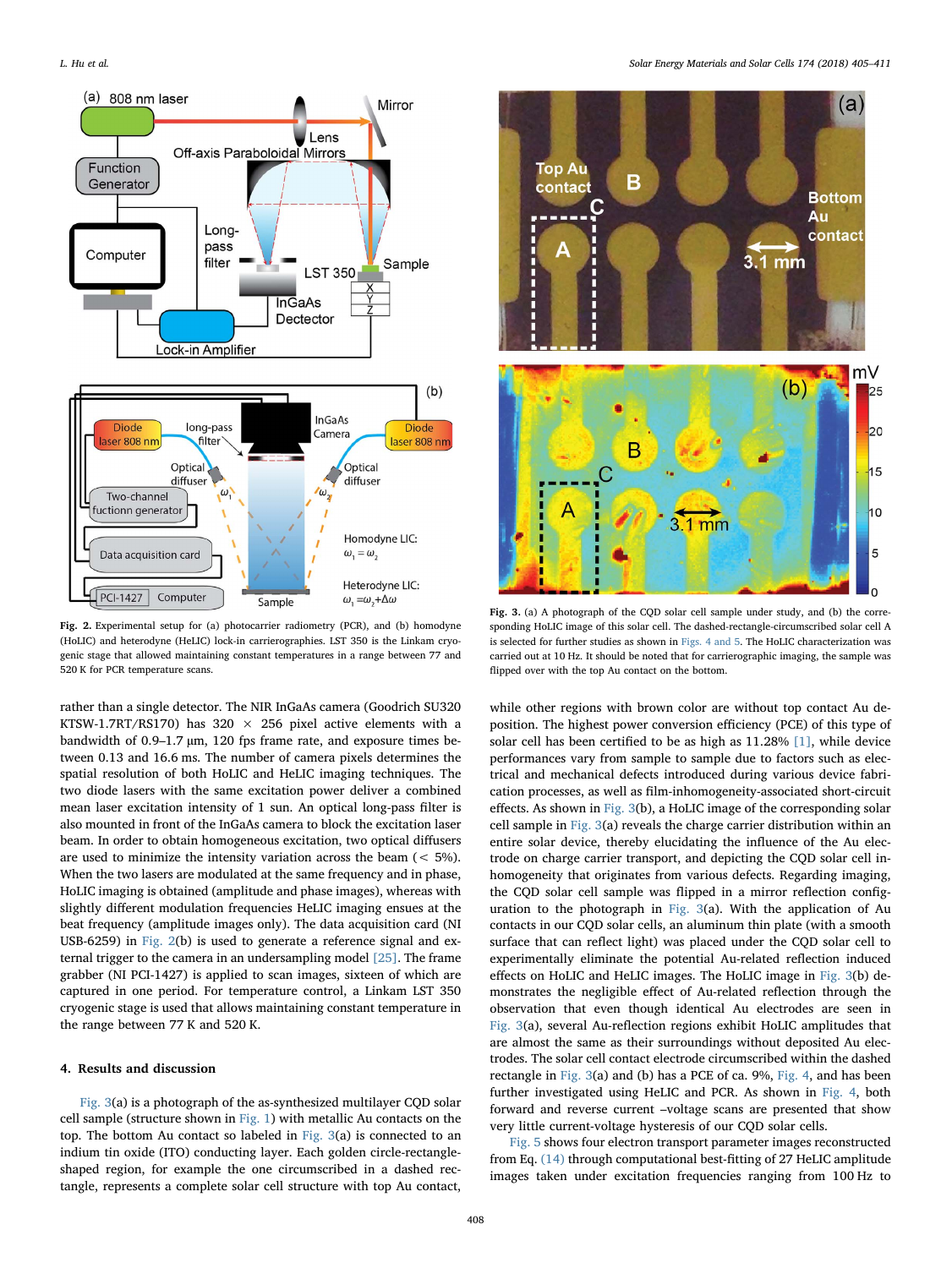**Fig. 2.** Experimental setup for (a) photocarrier radiometry (PCR), and (b) homodyne (HoLIC) and heterodyne (HeLIC) lock-in carriergraphies. LST 350 is the Linkam cryogenic stage that allowed maintaining constant temperatures in a range between 77 and 520 K for PCR temperature scans.

**Fig. 3.** (a) A photograph of the CQD solar cell sample under study, and (b) the corresponding HoLIC image of this solar cell. The dashed-rectangle-circumscribed solar cell A is selected for further studies as shown in Figs. 4 and 5. The HoLIC characterization was carried out at 10 Hz. It should be noted that for carrierographic imaging, the sample was flipped over with the top Au contact on the bottom.

rather than a single detector. The NIR InGaAs camera (Goodrich SU320 KTSW-1.7RT/RS170) has 320 × 256 pixel active elements with a bandwidth of 0.9–1.7 µm, 120 fps frame rate, and exposure times between 0.13 and 16.6 ms. The number of camera pixels determines the spatial resolution of both HoLIC and HeLIC imaging techniques. The two diode lasers with the same excitation power deliver a combined mean laser excitation intensity of 1 sun. An optical long-pass filter is also mounted in front of the InGaAs camera to block the excitation laser beam. In order to obtain homogeneous excitation, two optical diffusers are used to minimize the intensity variation across the beam (< 5%). When the two lasers are modulated at the same frequency and in phase, HoLIC imaging is obtained (amplitude and phase images), whereas with slightly different modulation frequencies HeLIC imaging ensues at the beat frequency (amplitude images only). The data acquisition card (NI USB-6259) in Fig. 2(b) is used to generate a reference signal and external trigger to the camera in an undersampling model [25]. The frame grabber (NI PCI-1427) is applied to scan images, sixteen of which are captured in one period. For temperature control, a Linkam LST 350 cryogenic stage is used that allows maintaining constant temperature in the range between 77 K and 520 K.

## 4. Results and discussion

Fig. 3(a) is a photograph of the as-synthesized multilayer CQD solar cell sample (structure shown in Fig. 1) with metallic Au contacts on the top. The bottom Au contact so labeled in Fig. 3(a) is connected to an indium tin oxide (ITO) conducting layer. Each golden circle-rectangle-shaped region, for example the one circumscribed in a dashed rectangle, represents a complete solar cell structure with top Au contact, while other regions with brown color are without top contact Au deposition. The highest power conversion efficiency (PCE) of this type of solar cell has been certified to be as high as 11.28% [1], while device performances vary from sample to sample due to factors such as electrical and mechanical defects introduced during various device fabrication processes, as well as film-inhomogeneity-associated short-circuit effects. As shown in Fig. 3(b), a HoLIC image of the corresponding solar cell sample in Fig. 3(a) reveals the charge carrier distribution within an entire solar device, thereby elucidating the influence of the Au electrode on charge carrier transport, and depicting the CQD solar cell inhomogeneity that originates from various defects. Regarding imaging, the CQD solar cell sample was flipped in a mirror reflection configuration to the photograph in Fig. 3(a). With the application of Au contacts in our CQD solar cells, an aluminum thin plate (with a smooth surface that can reflect light) was placed under the CQD solar cell to experimentally eliminate the potential Au-related reflection induced effects on HoLIC and HeLIC images. The HoLIC image in Fig. 3(b) demonstrates the negligible effect of Au-related reflection through the observation that even though identical Au electrodes are seen in Fig. 3(a), several Au-reflection regions exhibit HoLIC amplitudes that are almost the same as their surroundings without deposited Au electrodes. The solar cell contact electrode circumscribed within the dashed rectangle in Fig. 3(a) and (b) has a PCE of ca. 9%, Fig. 4, and has been further investigated using HeLIC and PCR. As shown in Fig. 4, both forward and reverse current –voltage scans are presented that show very little current-voltage hysteresis of our CQD solar cells.

Fig. 5 shows four electron transport parameter images reconstructed from Eq. (14) through computational best-fitting of 27 HeLIC amplitude images taken under excitation frequencies ranging from 100 Hz to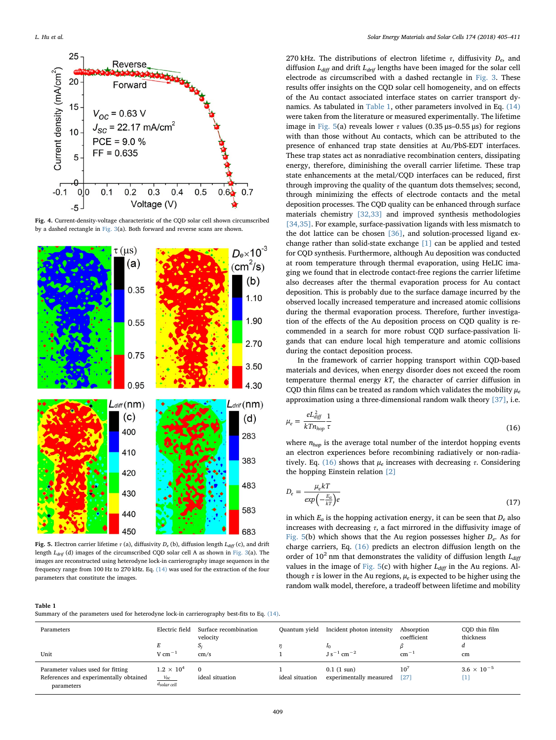Fig. 4. Current-density-voltage characteristic of the CQD solar cell shown circumscribed by a dashed rectangle in Fig. 3(a). Both forward and reverse scans are shown.

Fig. 5. Electron carrier lifetime $\tau$ (a), diffusivity $D_e$ (b), diffusion length $L_{diff}$ (c), and drift length $L_{drif}$ (d) images of the circumscribed CQD solar cell A as shown in Fig. 3(a). The images are reconstructed using heterodyne lock-in carriergraphy image sequences in the frequency range from 100 Hz to 270 kHz. Eq. (14) was used for the extraction of the four parameters that constitute the images.

270 kHz. The distributions of electron lifetime $\tau$, diffusivity $D_e$, and diffusion $L_{diff}$ and drift $L_{drif}$ lengths have been imaged for the solar cell electrode as circumscribed with a dashed rectangle in Fig. 3. These results offer insights on the CQD solar cell homogeneity, and on effects of the Au contact associated interface states on carrier transport dynamics. As tabulated in Table 1, other parameters involved in Eq. (14) were taken from the literature or measured experimentally. The lifetime image in Fig. 5(a) reveals lower $\tau$ values (0.35 µs–0.55 µs) for regions with than those without Au contacts, which can be attributed to the presence of enhanced trap state densities at Au/PbS-EDT interfaces. These trap states act as nonradiative recombination centers, dissipating energy, therefore, diminishing the overall carrier lifetime. These trap state enhancements at the metal/CQD interfaces can be reduced, first through improving the quality of the quantum dots themselves; second, through minimizing the effects of electrode contacts and the metal deposition processes. The CQD quality can be enhanced through surface materials chemistry [32,33] and improved synthesis methodologies [34,35]. For example, surface-passivation ligands with less mismatch to the dot lattice can be chosen [36], and solution-processed ligand exchange rather than solid-state exchange [1] can be applied and tested for CQD synthesis. Furthermore, although Au deposition was conducted at room temperature through thermal evaporation, using HeLIC imaging we found that in electrode contact-free regions the carrier lifetime also decreases after the thermal evaporation process for Au contact deposition. This is probably due to the surface damage incurred by the observed locally increased temperature and increased atomic collisions during the thermal evaporation process. Therefore, further investigation of the effects of the Au deposition process on CQD quality is recommended in a search for more robust CQD surface-passivation ligands that can endure local high temperature and atomic collisions during the contact deposition process.

In the framework of carrier hopping transport within CQD-based materials and devices, when energy disorder does not exceed the room temperature thermal energy $kT$, the character of carrier diffusion in CQD thin films can be treated as random which validates the mobility $\mu_e$ approximation using a three-dimensional random walk theory [37], i.e.

$$\mu_e = \frac{eL_{diff}^2}{kTn_{hop}}\frac{1}{\tau} \tag{16}$$

where $n_{hop}$ is the average total number of the interdot hopping events an electron experiences before recombining radiatively or non-radiatively. Eq. (16) shows that $\mu_e$ increases with decreasing $\tau$. Considering the hopping Einstein relation [2]

$$D_e = \frac{\mu_e kT}{exp\left(-\frac{E_a}{kT}\right)e} \tag{17}$$

in which $E_a$ is the hopping activation energy, it can be seen that $D_e$ also increases with decreasing $\tau$, a fact mirrored in the diffusivity image of Fig. 5(b) which shows that the Au region possesses higher $D_e$. As for charge carriers, Eq. (16) predicts an electron diffusion length on the order of $10^2$ nm that demonstrates the validity of diffusion length $L_{diff}$ values in the image of Fig. 5(c) with higher $L_{diff}$ in the Au regions. Although $\tau$ is lower in the Au regions, $\mu_e$ is expected to be higher using the random walk model, therefore, a tradeoff between lifetime and mobility

**Table 1**
Summary of the parameters used for heterodyne lock-in carriergraphy best-fits to Eq. (14).

| Parameters | Electric field | Surface recombination velocity | Quantum yield | Incident photon intensity | Absorption coefficient | CQD thin film thickness |
|---|---|---|---|---|---|---|
| | $E$ | $S_j$ | $\eta$ | $I_0$ | $\beta$ | $d$ |
| Unit | V cm$^{-1}$ | cm/s | 1 | J s$^{-1}$ cm$^{-2}$ | cm$^{-1}$ | cm |
| Parameter values used for fitting | $1.2 \times 10^4$ | 0 | 1 | 0.1 (1 sun) | $10^7$ | $3.6 \times 10^{-5}$ |
| References and experimentally obtained parameters | $\frac{V_{oc}}{d_{solar\ cell}}$ | ideal situation | ideal situation | experimentally measured | [27] | [1] |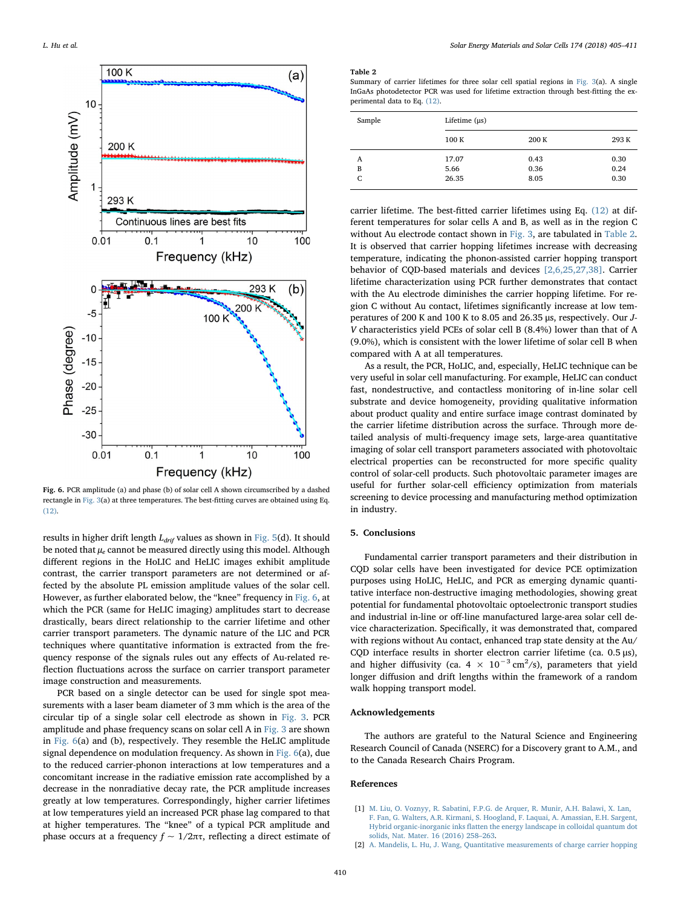Fig. 6. PCR amplitude (a) and phase (b) of solar cell A shown circumscribed by a dashed rectangle in Fig. 3(a) at three temperatures. The best-fitting curves are obtained using Eq. (12).

results in higher drift length $L_{drif}$ values as shown in Fig. 5(d). It should be noted that $\mu_e$ cannot be measured directly using this model. Although different regions in the HoLIC and HeLIC images exhibit amplitude contrast, the carrier transport parameters are not determined or affected by the absolute PL emission amplitude values of the solar cell. However, as further elaborated below, the "knee" frequency in Fig. 6, at which the PCR (same for HeLIC imaging) amplitudes start to decrease drastically, bears direct relationship to the carrier lifetime and other carrier transport parameters. The dynamic nature of the LIC and PCR techniques where quantitative information is extracted from the frequency response of the signals rules out any effects of Au-related reflection fluctuations across the surface on carrier transport parameter image construction and measurements.

PCR based on a single detector can be used for single spot measurements with a laser beam diameter of 3 mm which is the area of the circular tip of a single solar cell electrode as shown in Fig. 3. PCR amplitude and phase frequency scans on solar cell A in Fig. 3 are shown in Fig. 6(a) and (b), respectively. They resemble the HeLIC amplitude signal dependence on modulation frequency. As shown in Fig. 6(a), due to the reduced carrier-phonon interactions at low temperatures and a concomitant increase in the radiative emission rate accomplished by a decrease in the nonradiative decay rate, the PCR amplitude increases greatly at low temperatures. Correspondingly, higher carrier lifetimes at low temperatures yield an increased PCR phase lag compared to that at higher temperatures. The "knee" of a typical PCR amplitude and phase occurs at a frequency $f \sim 1/2\pi\tau$, reflecting a direct estimate of carrier lifetime. The best-fitted carrier lifetimes using Eq. (12) at different temperatures for solar cells A and B, as well as in the region C without Au electrode contact shown in Fig. 3, are tabulated in Table 2. It is observed that carrier hopping lifetimes increase with decreasing temperature, indicating the phonon-assisted carrier hopping transport behavior of CQD-based materials and devices [2,6,25,27,38]. Carrier lifetime characterization using PCR further demonstrates that contact with the Au electrode diminishes the carrier hopping lifetime. For region C without Au contact, lifetimes significantly increase at low temperatures of 200 K and 100 K to 8.05 and 26.35 μs, respectively. Our *J-V* characteristics yield PCEs of solar cell B (8.4%) lower than that of A (9.0%), which is consistent with the lower lifetime of solar cell B when compared with A at all temperatures.

**Table 2**
Summary of carrier lifetimes for three solar cell spatial regions in Fig. 3(a). A single InGaAs photodetector PCR was used for lifetime extraction through best-fitting the experimental data to Eq. (12).

| Sample | Lifetime (μs) | | |
|---|---|---|---|
| | 100 K | 200 K | 293 K |
| A | 17.07 | 0.43 | 0.30 |
| B | 5.66 | 0.36 | 0.24 |
| C | 26.35 | 8.05 | 0.30 |

As a result, the PCR, HoLIC, and, especially, HeLIC technique can be very useful in solar cell manufacturing. For example, HeLIC can conduct fast, nondestructive, and contactless monitoring of in-line solar cell substrate and device homogeneity, providing qualitative information about product quality and entire surface image contrast dominated by the carrier lifetime distribution across the surface. Through more detailed analysis of multi-frequency image sets, large-area quantitative imaging of solar cell transport parameters associated with photovoltaic electrical properties can be reconstructed for more specific quality control of solar-cell products. Such photovoltaic parameter images are useful for further solar-cell efficiency optimization from materials screening to device processing and manufacturing method optimization in industry.

## 5. Conclusions

Fundamental carrier transport parameters and their distribution in CQD solar cells have been investigated for device PCE optimization purposes using HoLIC, HeLIC, and PCR as emerging dynamic quantitative interface non-destructive imaging methodologies, showing great potential for fundamental photovoltaic optoelectronic transport studies and industrial in-line or off-line manufactured large-area solar cell device characterization. Specifically, it was demonstrated that, compared with regions without Au contact, enhanced trap state density at the Au/CQD interface results in shorter electron carrier lifetime (ca. 0.5 μs), and higher diffusivity (ca. $4 \times 10^{-3}$ cm$^2$/s), parameters that yield longer diffusion and drift lengths within the framework of a random walk hopping transport model.

## Acknowledgements

The authors are grateful to the Natural Science and Engineering Research Council of Canada (NSERC) for a Discovery grant to A.M., and to the Canada Research Chairs Program.

## References

[1] M. Liu, O. Voznyy, R. Sabatini, F.P.G. de Arquer, R. Munir, A.H. Balawi, X. Lan, F. Fan, G. Walters, A.R. Kirmani, S. Hoogland, F. Laquai, A. Amassian, E.H. Sargent, Hybrid organic-inorganic inks flatten the energy landscape in colloidal quantum dot solids, Nat. Mater. 16 (2016) 258–263.

[2] A. Mandelis, L. Hu, J. Wang, Quantitative measurements of charge carrier hopping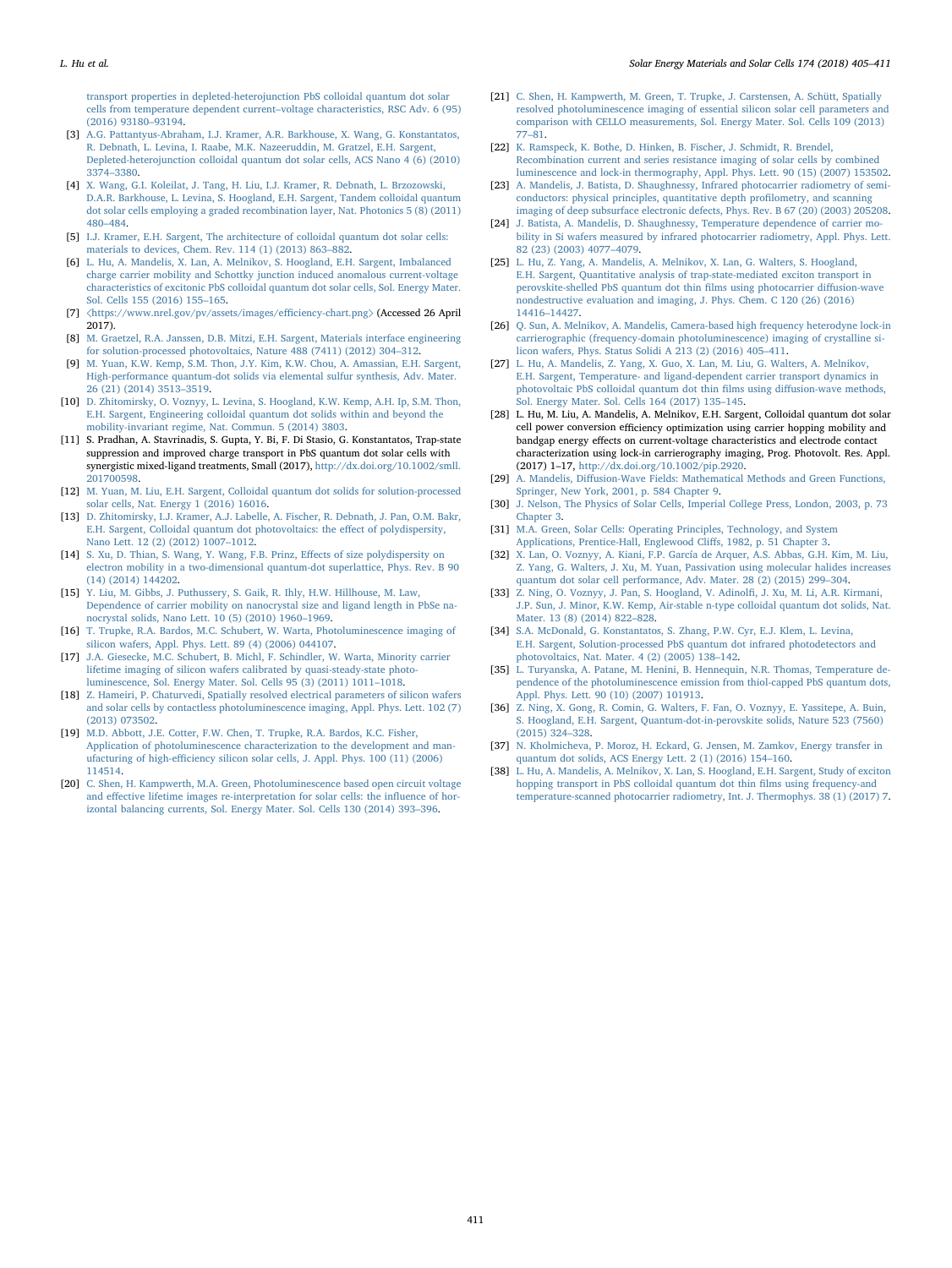transport properties in depleted-heterojunction PbS colloidal quantum dot solar cells from temperature dependent current–voltage characteristics, RSC Adv. 6 (95) (2016) 93180–93194.

[3] A.G. Pattantyus-Abraham, I.J. Kramer, A.R. Barkhouse, X. Wang, G. Konstantatos, R. Debnath, L. Levina, I. Raabe, M.K. Nazeeruddin, M. Gratzel, E.H. Sargent, Depleted-heterojunction colloidal quantum dot solar cells, ACS Nano 4 (6) (2010) 3374–3380.

[4] X. Wang, G.I. Koleilat, J. Tang, H. Liu, I.J. Kramer, R. Debnath, L. Brzozowski, D.A.R. Barkhouse, L. Levina, S. Hoogland, E.H. Sargent, Tandem colloidal quantum dot solar cells employing a graded recombination layer, Nat. Photonics 5 (8) (2011) 480–484.

[5] I.J. Kramer, E.H. Sargent, The architecture of colloidal quantum dot solar cells: materials to devices, Chem. Rev. 114 (1) (2013) 863–882.

[6] L. Hu, A. Mandelis, X. Lan, A. Melnikov, S. Hoogland, E.H. Sargent, Imbalanced charge carrier mobility and Schottky junction induced anomalous current-voltage characteristics of excitonic PbS colloidal quantum dot solar cells, Sol. Energy Mater. Sol. Cells 155 (2016) 155–165.

[7] ⟨https://www.nrel.gov/pv/assets/images/efficiency-chart.png⟩ (Accessed 26 April 2017).

[8] M. Graetzel, R.A. Janssen, D.B. Mitzi, E.H. Sargent, Materials interface engineering for solution-processed photovoltaics, Nature 488 (7411) (2012) 304–312.

[9] M. Yuan, K.W. Kemp, S.M. Thon, J.Y. Kim, K.W. Chou, A. Amassian, E.H. Sargent, High-performance quantum-dot solids via elemental sulfur synthesis, Adv. Mater. 26 (21) (2014) 3513–3519.

[10] D. Zhitomirsky, O. Voznyy, L. Levina, S. Hoogland, K.W. Kemp, A.H. Ip, S.M. Thon, E.H. Sargent, Engineering colloidal quantum dot solids within and beyond the mobility-invariant regime, Nat. Commun. 5 (2014) 3803.

[11] S. Pradhan, A. Stavrinadis, S. Gupta, Y. Bi, F. Di Stasio, G. Konstantatos, Trap-state suppression and improved charge transport in PbS quantum dot solar cells with synergistic mixed-ligand treatments, Small (2017), http://dx.doi.org/10.1002/smll.201700598.

[12] M. Yuan, M. Liu, E.H. Sargent, Colloidal quantum dot solids for solution-processed solar cells, Nat. Energy 1 (2016) 16016.

[13] D. Zhitomirsky, I.J. Kramer, A.J. Labelle, A. Fischer, R. Debnath, J. Pan, O.M. Bakr, E.H. Sargent, Colloidal quantum dot photovoltaics: the effect of polydispersity, Nano Lett. 12 (2) (2012) 1007–1012.

[14] S. Xu, D. Thian, S. Wang, Y. Wang, F.B. Prinz, Effects of size polydispersity on electron mobility in a two-dimensional quantum-dot superlattice, Phys. Rev. B 90 (14) (2014) 144202.

[15] Y. Liu, M. Gibbs, J. Puthussery, S. Gaik, R. Ihly, H.W. Hillhouse, M. Law, Dependence of carrier mobility on nanocrystal size and ligand length in PbSe nanocrystal solids, Nano Lett. 10 (5) (2010) 1960–1969.

[16] T. Trupke, R.A. Bardos, M.C. Schubert, W. Warta, Photoluminescence imaging of silicon wafers, Appl. Phys. Lett. 89 (4) (2006) 044107.

[17] J.A. Giesecke, M.C. Schubert, B. Michl, F. Schindler, W. Warta, Minority carrier lifetime imaging of silicon wafers calibrated by quasi-steady-state photoluminescence, Sol. Energy Mater. Sol. Cells 95 (3) (2011) 1011–1018.

[18] Z. Hameiri, P. Chaturvedi, Spatially resolved electrical parameters of silicon wafers and solar cells by contactless photoluminescence imaging, Appl. Phys. Lett. 102 (7) (2013) 073502.

[19] M.D. Abbott, J.E. Cotter, F.W. Chen, T. Trupke, R.A. Bardos, K.C. Fisher, Application of photoluminescence characterization to the development and manufacturing of high-efficiency silicon solar cells, J. Appl. Phys. 100 (11) (2006) 114514.

[20] C. Shen, H. Kampwerth, M.A. Green, Photoluminescence based open circuit voltage and effective lifetime images re-interpretation for solar cells: the influence of horizontal balancing currents, Sol. Energy Mater. Sol. Cells 130 (2014) 393–396.

[21] C. Shen, H. Kampwerth, M. Green, T. Trupke, J. Carstensen, A. Schütt, Spatially resolved photoluminescence imaging of essential silicon solar cell parameters and comparison with CELLO measurements, Sol. Energy Mater. Sol. Cells 109 (2013) 77–81.

[22] K. Ramspeck, K. Bothe, D. Hinken, B. Fischer, J. Schmidt, R. Brendel, Recombination current and series resistance imaging of solar cells by combined luminescence and lock-in thermography, Appl. Phys. Lett. 90 (15) (2007) 153502.

[23] A. Mandelis, J. Batista, D. Shaughnessy, Infrared photocarrier radiometry of semiconductors: physical principles, quantitative depth profilometry, and scanning imaging of deep subsurface electronic defects, Phys. Rev. B 67 (20) (2003) 205208.

[24] J. Batista, A. Mandelis, D. Shaughnessy, Temperature dependence of carrier mobility in Si wafers measured by infrared photocarrier radiometry, Appl. Phys. Lett. 82 (23) (2003) 4077–4079.

[25] L. Hu, Z. Yang, A. Mandelis, A. Melnikov, X. Lan, G. Walters, S. Hoogland, E.H. Sargent, Quantitative analysis of trap-state-mediated exciton transport in perovskite-shelled PbS quantum dot thin films using photocarrier diffusion-wave nondestructive evaluation and imaging, J. Phys. Chem. C 120 (26) (2016) 14416–14427.

[26] Q. Sun, A. Melnikov, A. Mandelis, Camera-based high frequency heterodyne lock-in carrierographic (frequency-domain photoluminescence) imaging of crystalline silicon wafers, Phys. Status Solidi A 213 (2) (2016) 405–411.

[27] L. Hu, A. Mandelis, Z. Yang, X. Guo, X. Lan, M. Liu, G. Walters, A. Melnikov, E.H. Sargent, Temperature- and ligand-dependent carrier transport dynamics in photovoltaic PbS colloidal quantum dot thin films using diffusion-wave methods, Sol. Energy Mater. Sol. Cells 164 (2017) 135–145.

[28] L. Hu, M. Liu, A. Mandelis, A. Melnikov, E.H. Sargent, Colloidal quantum dot solar cell power conversion efficiency optimization using carrier hopping mobility and bandgap energy effects on current-voltage characteristics and electrode contact characterization using lock-in carrierography imaging, Prog. Photovolt. Res. Appl. (2017) 1–17, http://dx.doi.org/10.1002/pip.2920.

[29] A. Mandelis, Diffusion-Wave Fields: Mathematical Methods and Green Functions, Springer, New York, 2001, p. 584 Chapter 9.

[30] J. Nelson, The Physics of Solar Cells, Imperial College Press, London, 2003, p. 73 Chapter 3.

[31] M.A. Green, Solar Cells: Operating Principles, Technology, and System Applications, Prentice-Hall, Englewood Cliffs, 1982, p. 51 Chapter 3.

[32] X. Lan, O. Voznyy, A. Kiani, F.P. García de Arquer, A.S. Abbas, G.H. Kim, M. Liu, Z. Yang, G. Walters, J. Xu, M. Yuan, Passivation using molecular halides increases quantum dot solar cell performance, Adv. Mater. 28 (2) (2015) 299–304.

[33] Z. Ning, O. Voznyy, J. Pan, S. Hoogland, V. Adinolfi, J. Xu, M. Li, A.R. Kirmani, J.P. Sun, J. Minor, K.W. Kemp, Air-stable n-type colloidal quantum dot solids, Nat. Mater. 13 (8) (2014) 822–828.

[34] S.A. McDonald, G. Konstantatos, S. Zhang, P.W. Cyr, E.J. Klem, L. Levina, E.H. Sargent, Solution-processed PbS quantum dot infrared photodetectors and photovoltaics, Nat. Mater. 4 (2) (2005) 138–142.

[35] L. Turyanska, A. Patane, M. Henini, B. Hennequin, N.R. Thomas, Temperature dependence of the photoluminescence emission from thiol-capped PbS quantum dots, Appl. Phys. Lett. 90 (10) (2007) 101913.

[36] Z. Ning, X. Gong, R. Comin, G. Walters, F. Fan, O. Voznyy, E. Yassitepe, A. Buin, S. Hoogland, E.H. Sargent, Quantum-dot-in-perovskite solids, Nature 523 (7560) (2015) 324–328.

[37] N. Kholmicheva, P. Moroz, H. Eckard, G. Jensen, M. Zamkov, Energy transfer in quantum dot solids, ACS Energy Lett. 2 (1) (2016) 154–160.

[38] L. Hu, A. Mandelis, A. Melnikov, X. Lan, S. Hoogland, E.H. Sargent, Study of exciton hopping transport in PbS colloidal quantum dot thin films using frequency-and temperature-scanned photocarrier radiometry, Int. J. Thermophys. 38 (1) (2017) 7.